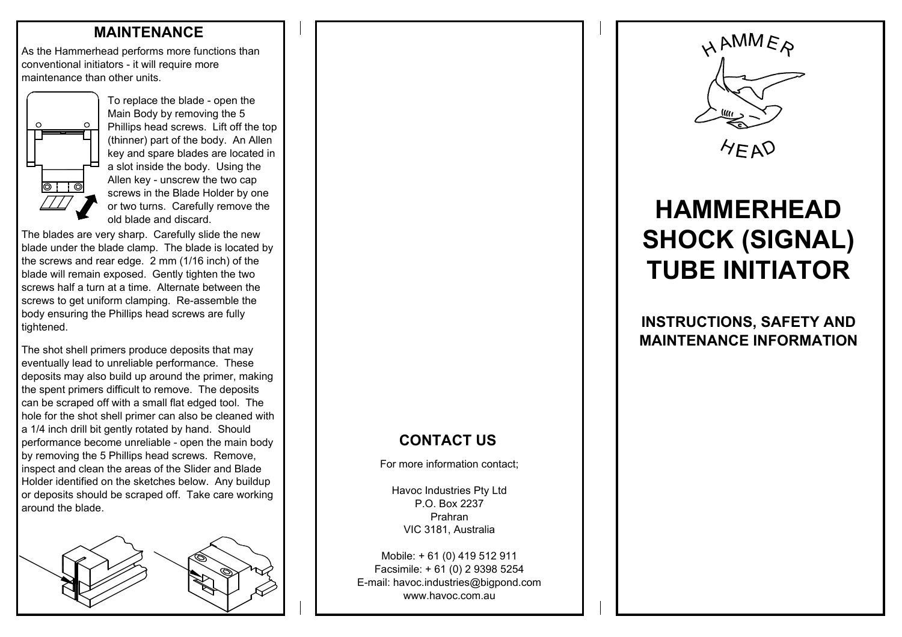## MAINTENANCE

As the Hammerhead performs more functions than conventional initiators - it will require more maintenance than other units.

To replace the blade - open the Main Body by removing the 5 Phillips head screws. Lift off the top (thinner) part of the body. An Allen key and spare blades are located in a slot inside the body. Using the Allen key - unscrew the two cap screws in the Blade Holder by one or two turns. Carefully remove the old blade and discard.

The blades are very sharp. Carefully slide the new blade under the blade clamp. The blade is located by the screws and rear edge. 2 mm (1/16 inch) of the blade will remain exposed. Gently tighten the two screws half a turn at a time. Alternate between the screws to get uniform clamping. Re-assemble the body ensuring the Phillips head screws are fully tightened.

The shot shell primers produce deposits that may eventually lead to unreliable performance. These deposits may also build up around the primer, making the spent primers difficult to remove. The deposits can be scraped off with a small flat edged tool. The hole for the shot shell primer can also be cleaned with a 1/4 inch drill bit gently rotated by hand. Should performance become unreliable - open the main body by removing the 5 Phillips head screws. Remove, inspect and clean the areas of the Slider and Blade Holder identified on the sketches below. Any buildup or deposits should be scraped off. Take care working around the blade.

## CONTACT US

For more information contact;

Havoc Industries Pty Ltd
P.O. Box 2237
Prahran
VIC 3181, Australia

Mobile: + 61 (0) 419 512 911
Facsimile: + 61 (0) 2 9398 5254
E-mail: havoc.industries@bigpond.com
www.havoc.com.au

HAMMER HEAD

# HAMMERHEAD SHOCK (SIGNAL) TUBE INITIATOR

## INSTRUCTIONS, SAFETY AND MAINTENANCE INFORMATION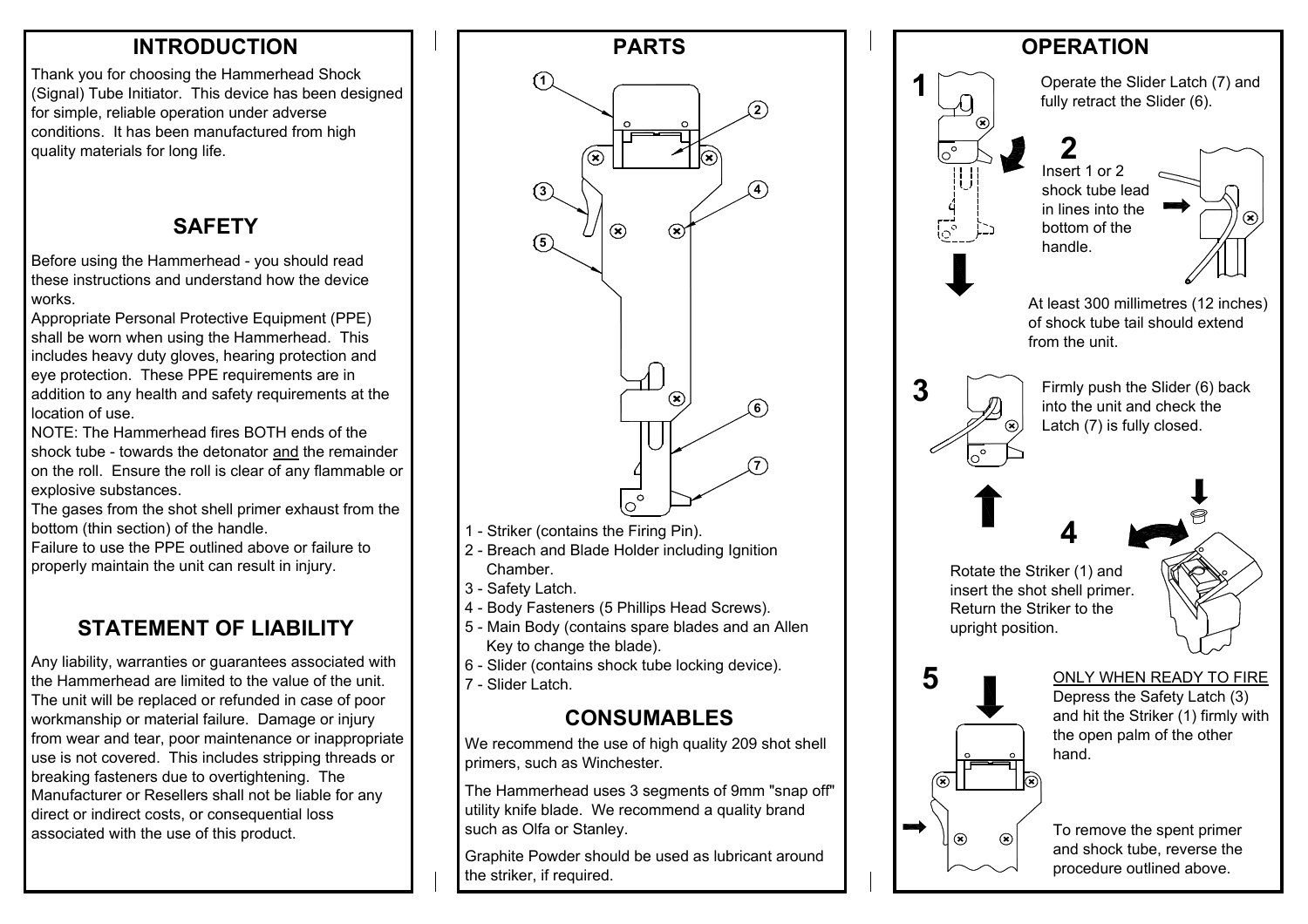## INTRODUCTION

Thank you for choosing the Hammerhead Shock (Signal) Tube Initiator. This device has been designed for simple, reliable operation under adverse conditions. It has been manufactured from high quality materials for long life.

## SAFETY

Before using the Hammerhead - you should read these instructions and understand how the device works.

Appropriate Personal Protective Equipment (PPE) shall be worn when using the Hammerhead. This includes heavy duty gloves, hearing protection and eye protection. These PPE requirements are in addition to any health and safety requirements at the location of use.

NOTE: The Hammerhead fires BOTH ends of the shock tube - towards the detonator and the remainder on the roll. Ensure the roll is clear of any flammable or explosive substances.

The gases from the shot shell primer exhaust from the bottom (thin section) of the handle.

Failure to use the PPE outlined above or failure to properly maintain the unit can result in injury.

## STATEMENT OF LIABILITY

Any liability, warranties or guarantees associated with the Hammerhead are limited to the value of the unit. The unit will be replaced or refunded in case of poor workmanship or material failure. Damage or injury from wear and tear, poor maintenance or inappropriate use is not covered. This includes stripping threads or breaking fasteners due to overtightening. The Manufacturer or Resellers shall not be liable for any direct or indirect costs, or consequential loss associated with the use of this product.

## PARTS

1 - Striker (contains the Firing Pin).
2 - Breach and Blade Holder including Ignition Chamber.
3 - Safety Latch.
4 - Body Fasteners (5 Phillips Head Screws).
5 - Main Body (contains spare blades and an Allen Key to change the blade).
6 - Slider (contains shock tube locking device).
7 - Slider Latch.

## CONSUMABLES

We recommend the use of high quality 209 shot shell primers, such as Winchester.

The Hammerhead uses 3 segments of 9mm "snap off" utility knife blade. We recommend a quality brand such as Olfa or Stanley.

Graphite Powder should be used as lubricant around the striker, if required.

## OPERATION

**1** Operate the Slider Latch (7) and fully retract the Slider (6).

**2** Insert 1 or 2 shock tube lead in lines into the bottom of the handle.

At least 300 millimetres (12 inches) of shock tube tail should extend from the unit.

**3** Firmly push the Slider (6) back into the unit and check the Latch (7) is fully closed.

**4** Rotate the Striker (1) and insert the shot shell primer. Return the Striker to the upright position.

**5** ONLY WHEN READY TO FIRE
Depress the Safety Latch (3) and hit the Striker (1) firmly with the open palm of the other hand.

To remove the spent primer and shock tube, reverse the procedure outlined above.